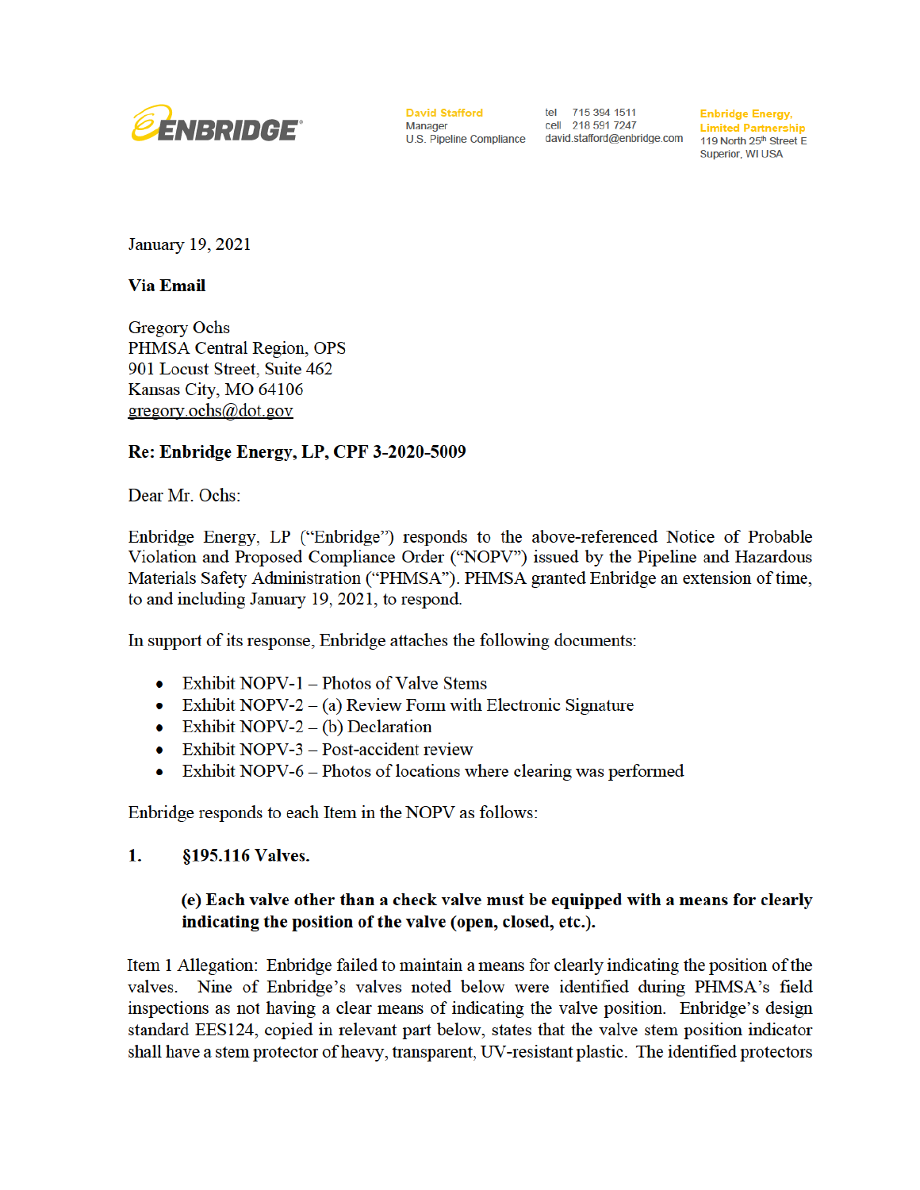ENBRIDGE

**David Stafford**
Manager
U.S. Pipeline Compliance

tel 715 394 1511
cell 218 591 7247
david.stafford@enbridge.com

**Enbridge Energy, Limited Partnership**
119 North 25th Street E
Superior, WI USA

January 19, 2021

**Via Email**

Gregory Ochs
PHMSA Central Region, OPS
901 Locust Street, Suite 462
Kansas City, MO 64106
gregory.ochs@dot.gov

**Re: Enbridge Energy, LP, CPF 3-2020-5009**

Dear Mr. Ochs:

Enbridge Energy, LP ("Enbridge") responds to the above-referenced Notice of Probable Violation and Proposed Compliance Order ("NOPV") issued by the Pipeline and Hazardous Materials Safety Administration ("PHMSA"). PHMSA granted Enbridge an extension of time, to and including January 19, 2021, to respond.

In support of its response, Enbridge attaches the following documents:

- Exhibit NOPV-1 – Photos of Valve Stems
- Exhibit NOPV-2 – (a) Review Form with Electronic Signature
- Exhibit NOPV-2 – (b) Declaration
- Exhibit NOPV-3 – Post-accident review
- Exhibit NOPV-6 – Photos of locations where clearing was performed

Enbridge responds to each Item in the NOPV as follows:

**1. §195.116 Valves.**

> **(e) Each valve other than a check valve must be equipped with a means for clearly indicating the position of the valve (open, closed, etc.).**

Item 1 Allegation: Enbridge failed to maintain a means for clearly indicating the position of the valves. Nine of Enbridge's valves noted below were identified during PHMSA's field inspections as not having a clear means of indicating the valve position. Enbridge's design standard EES124, copied in relevant part below, states that the valve stem position indicator shall have a stem protector of heavy, transparent, UV-resistant plastic. The identified protectors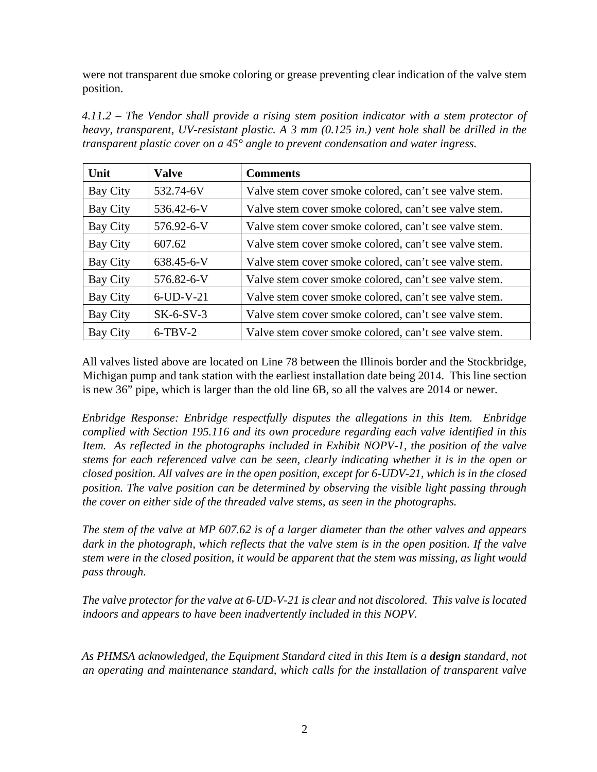were not transparent due smoke coloring or grease preventing clear indication of the valve stem position.

*4.11.2 – The Vendor shall provide a rising stem position indicator with a stem protector of heavy, transparent, UV-resistant plastic. A 3 mm (0.125 in.) vent hole shall be drilled in the transparent plastic cover on a 45° angle to prevent condensation and water ingress.*

| Unit | Valve | Comments |
|---|---|---|
| Bay City | 532.74-6V | Valve stem cover smoke colored, can't see valve stem. |
| Bay City | 536.42-6-V | Valve stem cover smoke colored, can't see valve stem. |
| Bay City | 576.92-6-V | Valve stem cover smoke colored, can't see valve stem. |
| Bay City | 607.62 | Valve stem cover smoke colored, can't see valve stem. |
| Bay City | 638.45-6-V | Valve stem cover smoke colored, can't see valve stem. |
| Bay City | 576.82-6-V | Valve stem cover smoke colored, can't see valve stem. |
| Bay City | 6-UD-V-21 | Valve stem cover smoke colored, can't see valve stem. |
| Bay City | SK-6-SV-3 | Valve stem cover smoke colored, can't see valve stem. |
| Bay City | 6-TBV-2 | Valve stem cover smoke colored, can't see valve stem. |

All valves listed above are located on Line 78 between the Illinois border and the Stockbridge, Michigan pump and tank station with the earliest installation date being 2014. This line section is new 36" pipe, which is larger than the old line 6B, so all the valves are 2014 or newer.

*Enbridge Response: Enbridge respectfully disputes the allegations in this Item. Enbridge complied with Section 195.116 and its own procedure regarding each valve identified in this Item. As reflected in the photographs included in Exhibit NOPV-1, the position of the valve stems for each referenced valve can be seen, clearly indicating whether it is in the open or closed position. All valves are in the open position, except for 6-UDV-21, which is in the closed position. The valve position can be determined by observing the visible light passing through the cover on either side of the threaded valve stems, as seen in the photographs.*

*The stem of the valve at MP 607.62 is of a larger diameter than the other valves and appears dark in the photograph, which reflects that the valve stem is in the open position. If the valve stem were in the closed position, it would be apparent that the stem was missing, as light would pass through.*

*The valve protector for the valve at 6-UD-V-21 is clear and not discolored. This valve is located indoors and appears to have been inadvertently included in this NOPV.*

*As PHMSA acknowledged, the Equipment Standard cited in this Item is a* ***design*** *standard, not an operating and maintenance standard, which calls for the installation of transparent valve*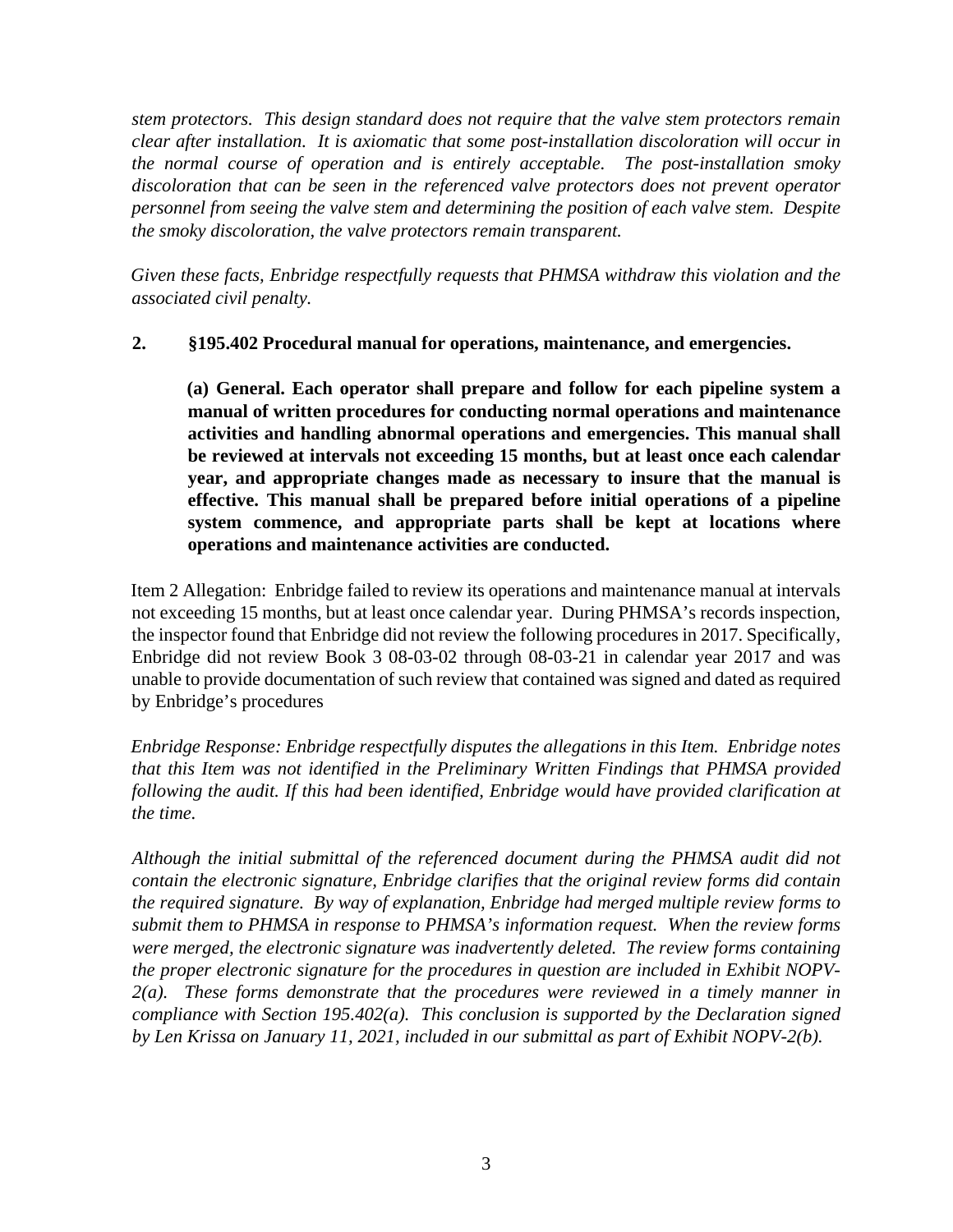*stem protectors. This design standard does not require that the valve stem protectors remain clear after installation. It is axiomatic that some post-installation discoloration will occur in the normal course of operation and is entirely acceptable. The post-installation smoky discoloration that can be seen in the referenced valve protectors does not prevent operator personnel from seeing the valve stem and determining the position of each valve stem. Despite the smoky discoloration, the valve protectors remain transparent.*

*Given these facts, Enbridge respectfully requests that PHMSA withdraw this violation and the associated civil penalty.*

**2. §195.402 Procedural manual for operations, maintenance, and emergencies.**

**(a) General. Each operator shall prepare and follow for each pipeline system a manual of written procedures for conducting normal operations and maintenance activities and handling abnormal operations and emergencies. This manual shall be reviewed at intervals not exceeding 15 months, but at least once each calendar year, and appropriate changes made as necessary to insure that the manual is effective. This manual shall be prepared before initial operations of a pipeline system commence, and appropriate parts shall be kept at locations where operations and maintenance activities are conducted.**

Item 2 Allegation: Enbridge failed to review its operations and maintenance manual at intervals not exceeding 15 months, but at least once calendar year. During PHMSA's records inspection, the inspector found that Enbridge did not review the following procedures in 2017. Specifically, Enbridge did not review Book 3 08-03-02 through 08-03-21 in calendar year 2017 and was unable to provide documentation of such review that contained was signed and dated as required by Enbridge's procedures

*Enbridge Response: Enbridge respectfully disputes the allegations in this Item. Enbridge notes that this Item was not identified in the Preliminary Written Findings that PHMSA provided following the audit. If this had been identified, Enbridge would have provided clarification at the time.*

*Although the initial submittal of the referenced document during the PHMSA audit did not contain the electronic signature, Enbridge clarifies that the original review forms did contain the required signature. By way of explanation, Enbridge had merged multiple review forms to submit them to PHMSA in response to PHMSA's information request. When the review forms were merged, the electronic signature was inadvertently deleted. The review forms containing the proper electronic signature for the procedures in question are included in Exhibit NOPV-2(a). These forms demonstrate that the procedures were reviewed in a timely manner in compliance with Section 195.402(a). This conclusion is supported by the Declaration signed by Len Krissa on January 11, 2021, included in our submittal as part of Exhibit NOPV-2(b).*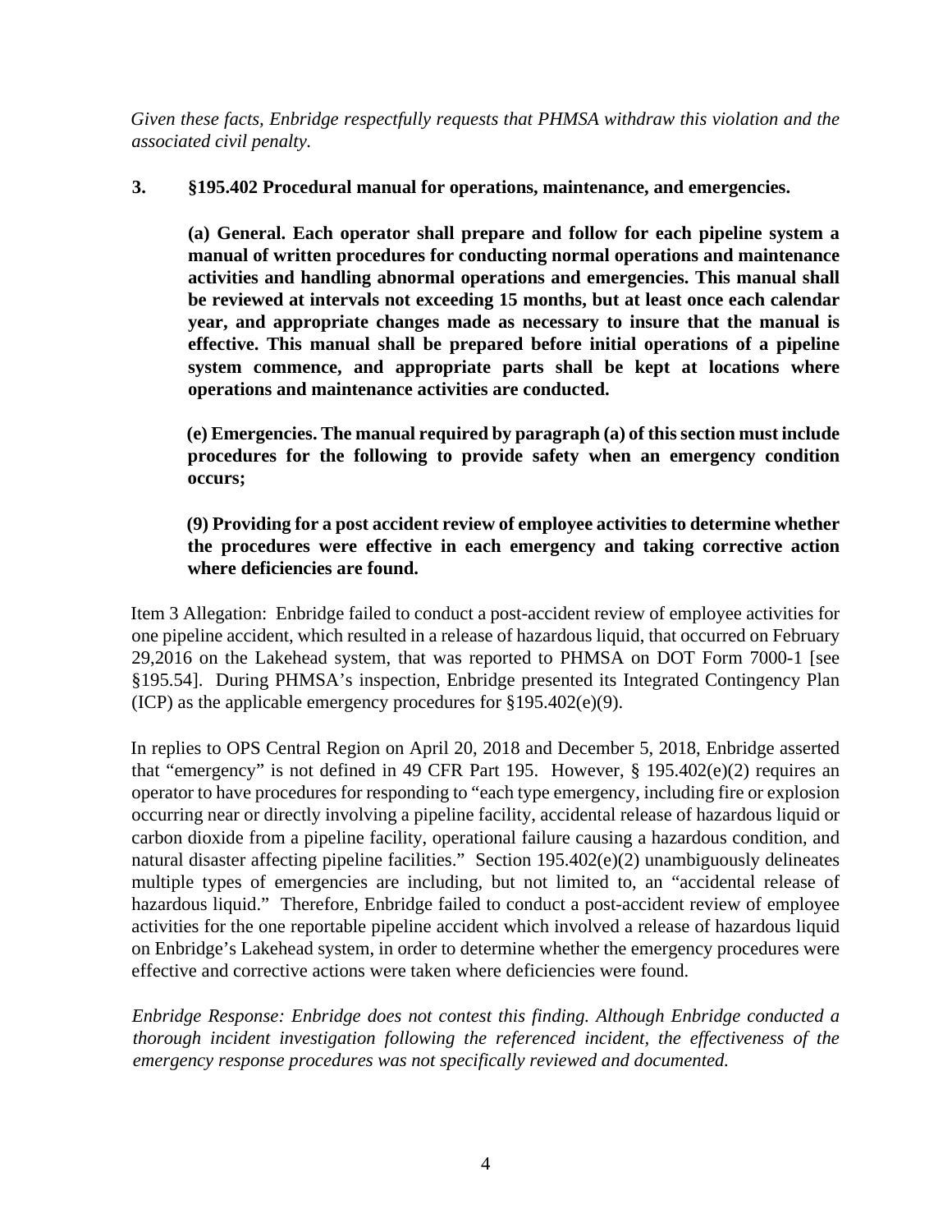*Given these facts, Enbridge respectfully requests that PHMSA withdraw this violation and the associated civil penalty.*

**3. §195.402 Procedural manual for operations, maintenance, and emergencies.**

**(a) General. Each operator shall prepare and follow for each pipeline system a manual of written procedures for conducting normal operations and maintenance activities and handling abnormal operations and emergencies. This manual shall be reviewed at intervals not exceeding 15 months, but at least once each calendar year, and appropriate changes made as necessary to insure that the manual is effective. This manual shall be prepared before initial operations of a pipeline system commence, and appropriate parts shall be kept at locations where operations and maintenance activities are conducted.**

**(e) Emergencies. The manual required by paragraph (a) of this section must include procedures for the following to provide safety when an emergency condition occurs;**

**(9) Providing for a post accident review of employee activities to determine whether the procedures were effective in each emergency and taking corrective action where deficiencies are found.**

Item 3 Allegation: Enbridge failed to conduct a post-accident review of employee activities for one pipeline accident, which resulted in a release of hazardous liquid, that occurred on February 29,2016 on the Lakehead system, that was reported to PHMSA on DOT Form 7000-1 [see §195.54]. During PHMSA's inspection, Enbridge presented its Integrated Contingency Plan (ICP) as the applicable emergency procedures for §195.402(e)(9).

In replies to OPS Central Region on April 20, 2018 and December 5, 2018, Enbridge asserted that "emergency" is not defined in 49 CFR Part 195. However, § 195.402(e)(2) requires an operator to have procedures for responding to "each type emergency, including fire or explosion occurring near or directly involving a pipeline facility, accidental release of hazardous liquid or carbon dioxide from a pipeline facility, operational failure causing a hazardous condition, and natural disaster affecting pipeline facilities." Section 195.402(e)(2) unambiguously delineates multiple types of emergencies are including, but not limited to, an "accidental release of hazardous liquid." Therefore, Enbridge failed to conduct a post-accident review of employee activities for the one reportable pipeline accident which involved a release of hazardous liquid on Enbridge's Lakehead system, in order to determine whether the emergency procedures were effective and corrective actions were taken where deficiencies were found.

*Enbridge Response: Enbridge does not contest this finding. Although Enbridge conducted a thorough incident investigation following the referenced incident, the effectiveness of the emergency response procedures was not specifically reviewed and documented.*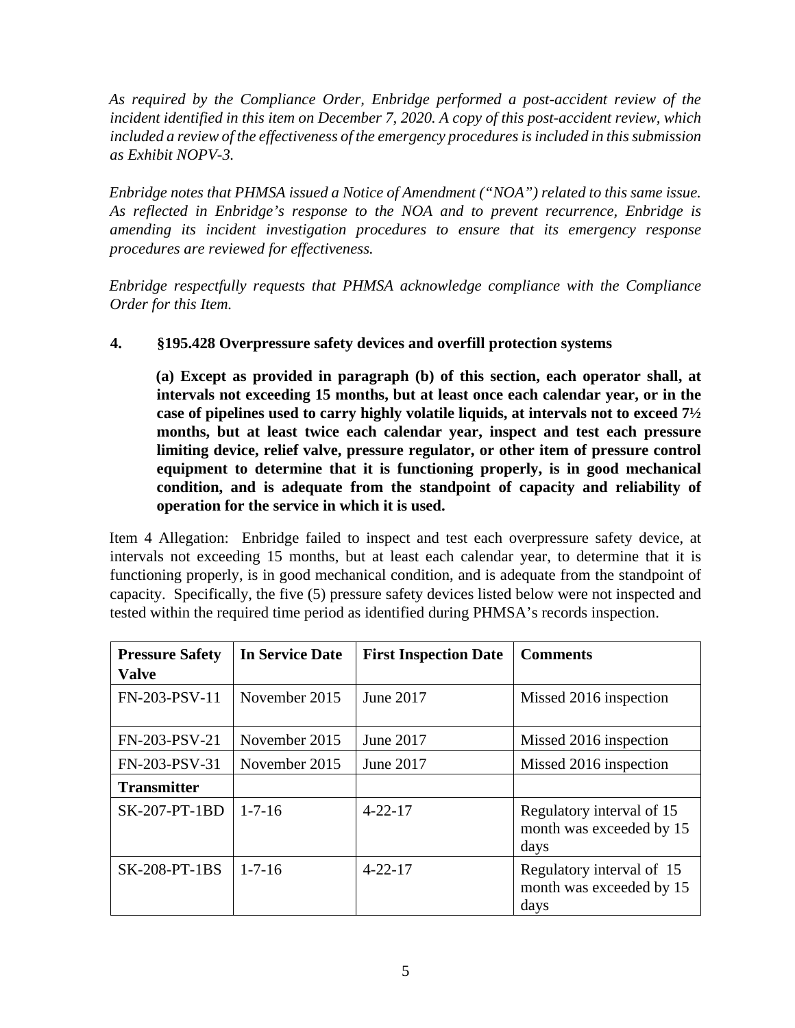*As required by the Compliance Order, Enbridge performed a post-accident review of the incident identified in this item on December 7, 2020. A copy of this post-accident review, which included a review of the effectiveness of the emergency procedures is included in this submission as Exhibit NOPV-3.*

*Enbridge notes that PHMSA issued a Notice of Amendment ("NOA") related to this same issue. As reflected in Enbridge's response to the NOA and to prevent recurrence, Enbridge is amending its incident investigation procedures to ensure that its emergency response procedures are reviewed for effectiveness.*

*Enbridge respectfully requests that PHMSA acknowledge compliance with the Compliance Order for this Item.*

**4. §195.428 Overpressure safety devices and overfill protection systems**

**(a) Except as provided in paragraph (b) of this section, each operator shall, at intervals not exceeding 15 months, but at least once each calendar year, or in the case of pipelines used to carry highly volatile liquids, at intervals not to exceed 7½ months, but at least twice each calendar year, inspect and test each pressure limiting device, relief valve, pressure regulator, or other item of pressure control equipment to determine that it is functioning properly, is in good mechanical condition, and is adequate from the standpoint of capacity and reliability of operation for the service in which it is used.**

Item 4 Allegation: Enbridge failed to inspect and test each overpressure safety device, at intervals not exceeding 15 months, but at least each calendar year, to determine that it is functioning properly, is in good mechanical condition, and is adequate from the standpoint of capacity. Specifically, the five (5) pressure safety devices listed below were not inspected and tested within the required time period as identified during PHMSA's records inspection.

| **Pressure Safety Valve** | **In Service Date** | **First Inspection Date** | **Comments** |
|---|---|---|---|
| FN-203-PSV-11 | November 2015 | June 2017 | Missed 2016 inspection |
| FN-203-PSV-21 | November 2015 | June 2017 | Missed 2016 inspection |
| FN-203-PSV-31 | November 2015 | June 2017 | Missed 2016 inspection |
| **Transmitter** | | | |
| SK-207-PT-1BD | 1-7-16 | 4-22-17 | Regulatory interval of 15 month was exceeded by 15 days |
| SK-208-PT-1BS | 1-7-16 | 4-22-17 | Regulatory interval of 15 month was exceeded by 15 days |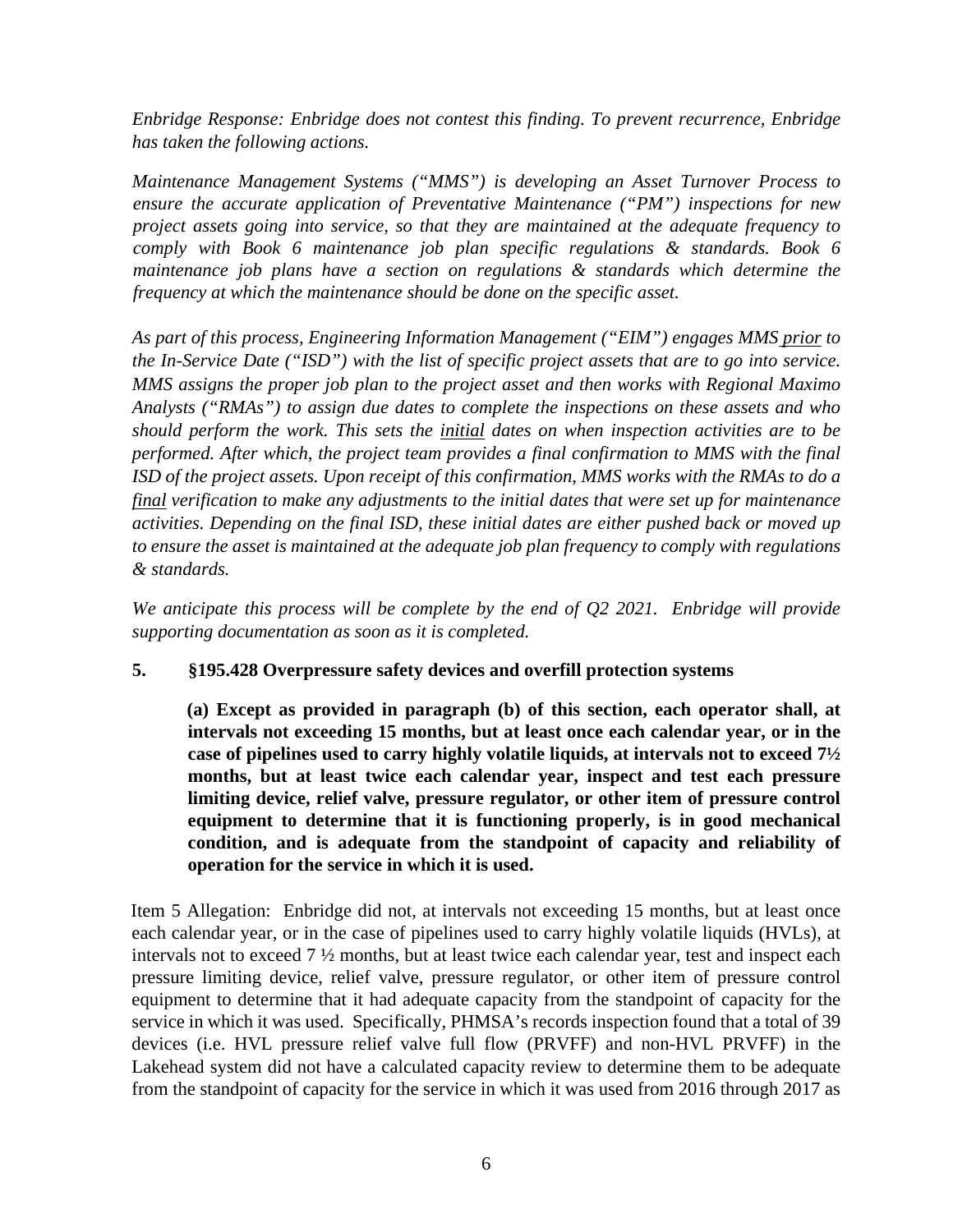*Enbridge Response: Enbridge does not contest this finding. To prevent recurrence, Enbridge has taken the following actions.*

*Maintenance Management Systems ("MMS") is developing an Asset Turnover Process to ensure the accurate application of Preventative Maintenance ("PM") inspections for new project assets going into service, so that they are maintained at the adequate frequency to comply with Book 6 maintenance job plan specific regulations & standards. Book 6 maintenance job plans have a section on regulations & standards which determine the frequency at which the maintenance should be done on the specific asset.*

*As part of this process, Engineering Information Management ("EIM") engages MMS <u>prior</u> to the In-Service Date ("ISD") with the list of specific project assets that are to go into service. MMS assigns the proper job plan to the project asset and then works with Regional Maximo Analysts ("RMAs") to assign due dates to complete the inspections on these assets and who should perform the work. This sets the <u>initial</u> dates on when inspection activities are to be performed. After which, the project team provides a final confirmation to MMS with the final ISD of the project assets. Upon receipt of this confirmation, MMS works with the RMAs to do a <u>final</u> verification to make any adjustments to the initial dates that were set up for maintenance activities. Depending on the final ISD, these initial dates are either pushed back or moved up to ensure the asset is maintained at the adequate job plan frequency to comply with regulations & standards.*

*We anticipate this process will be complete by the end of Q2 2021. Enbridge will provide supporting documentation as soon as it is completed.*

**5. §195.428 Overpressure safety devices and overfill protection systems**

**(a) Except as provided in paragraph (b) of this section, each operator shall, at intervals not exceeding 15 months, but at least once each calendar year, or in the case of pipelines used to carry highly volatile liquids, at intervals not to exceed 7½ months, but at least twice each calendar year, inspect and test each pressure limiting device, relief valve, pressure regulator, or other item of pressure control equipment to determine that it is functioning properly, is in good mechanical condition, and is adequate from the standpoint of capacity and reliability of operation for the service in which it is used.**

Item 5 Allegation: Enbridge did not, at intervals not exceeding 15 months, but at least once each calendar year, or in the case of pipelines used to carry highly volatile liquids (HVLs), at intervals not to exceed 7 ½ months, but at least twice each calendar year, test and inspect each pressure limiting device, relief valve, pressure regulator, or other item of pressure control equipment to determine that it had adequate capacity from the standpoint of capacity for the service in which it was used. Specifically, PHMSA's records inspection found that a total of 39 devices (i.e. HVL pressure relief valve full flow (PRVFF) and non-HVL PRVFF) in the Lakehead system did not have a calculated capacity review to determine them to be adequate from the standpoint of capacity for the service in which it was used from 2016 through 2017 as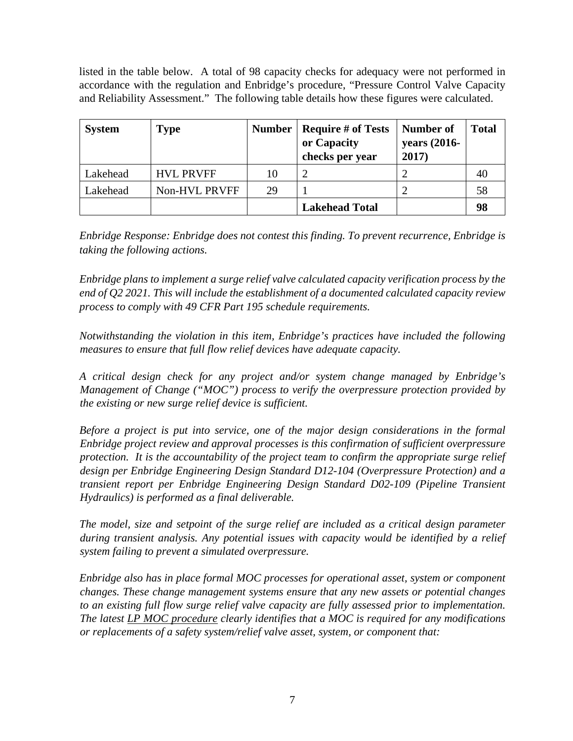listed in the table below. A total of 98 capacity checks for adequacy were not performed in accordance with the regulation and Enbridge's procedure, "Pressure Control Valve Capacity and Reliability Assessment." The following table details how these figures were calculated.

| System | Type | Number | Require # of Tests or Capacity checks per year | Number of years (2016-2017) | Total |
|---|---|---|---|---|---|
| Lakehead | HVL PRVFF | 10 | 2 | 2 | 40 |
| Lakehead | Non-HVL PRVFF | 29 | 1 | 2 | 58 |
| | | | **Lakehead Total** | | **98** |

*Enbridge Response: Enbridge does not contest this finding. To prevent recurrence, Enbridge is taking the following actions.*

*Enbridge plans to implement a surge relief valve calculated capacity verification process by the end of Q2 2021. This will include the establishment of a documented calculated capacity review process to comply with 49 CFR Part 195 schedule requirements.*

*Notwithstanding the violation in this item, Enbridge's practices have included the following measures to ensure that full flow relief devices have adequate capacity.*

*A critical design check for any project and/or system change managed by Enbridge's Management of Change ("MOC") process to verify the overpressure protection provided by the existing or new surge relief device is sufficient.*

*Before a project is put into service, one of the major design considerations in the formal Enbridge project review and approval processes is this confirmation of sufficient overpressure protection. It is the accountability of the project team to confirm the appropriate surge relief design per Enbridge Engineering Design Standard D12-104 (Overpressure Protection) and a transient report per Enbridge Engineering Design Standard D02-109 (Pipeline Transient Hydraulics) is performed as a final deliverable.*

*The model, size and setpoint of the surge relief are included as a critical design parameter during transient analysis. Any potential issues with capacity would be identified by a relief system failing to prevent a simulated overpressure.*

*Enbridge also has in place formal MOC processes for operational asset, system or component changes. These change management systems ensure that any new assets or potential changes to an existing full flow surge relief valve capacity are fully assessed prior to implementation. The latest LP MOC procedure clearly identifies that a MOC is required for any modifications or replacements of a safety system/relief valve asset, system, or component that:*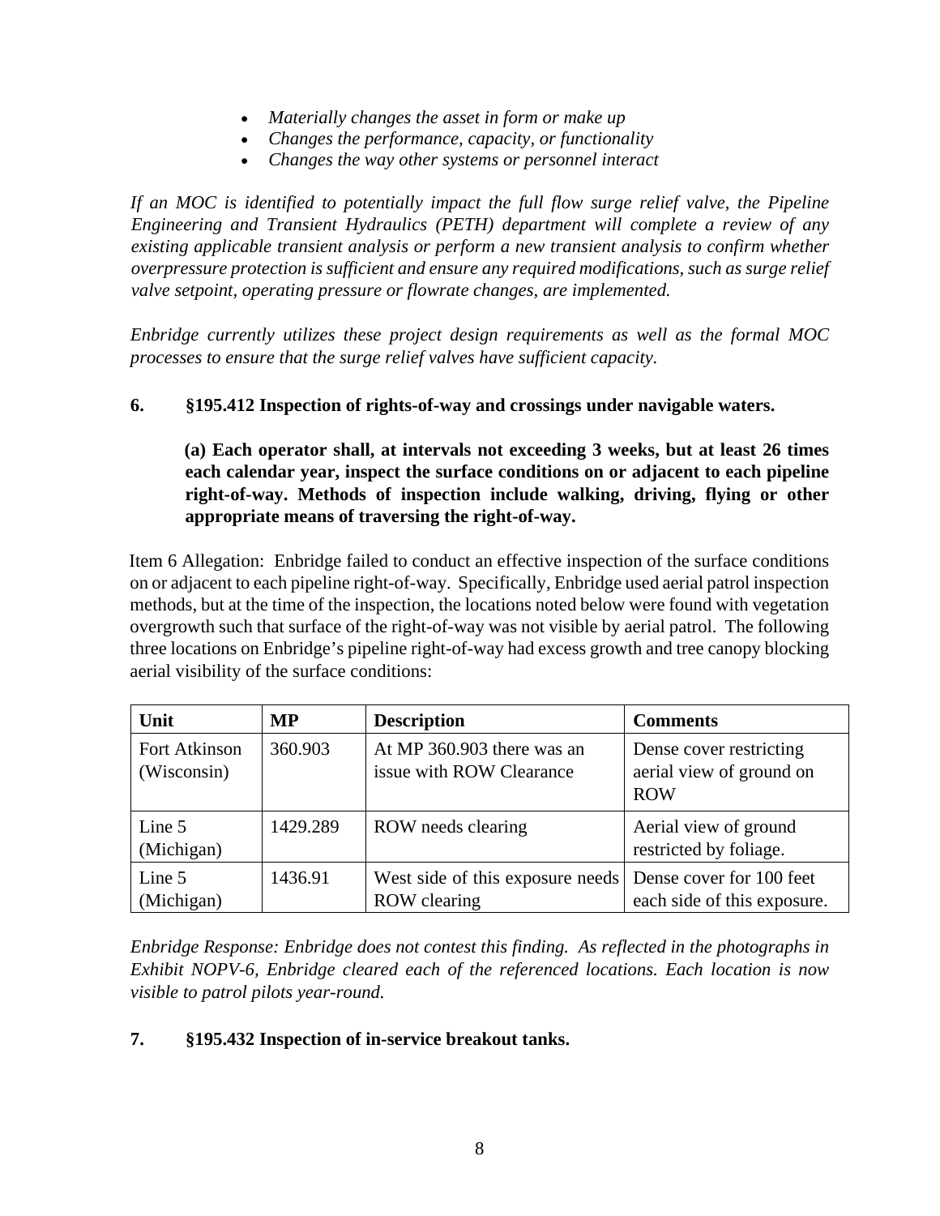- *Materially changes the asset in form or make up*
- *Changes the performance, capacity, or functionality*
- *Changes the way other systems or personnel interact*

*If an MOC is identified to potentially impact the full flow surge relief valve, the Pipeline Engineering and Transient Hydraulics (PETH) department will complete a review of any existing applicable transient analysis or perform a new transient analysis to confirm whether overpressure protection is sufficient and ensure any required modifications, such as surge relief valve setpoint, operating pressure or flowrate changes, are implemented.*

*Enbridge currently utilizes these project design requirements as well as the formal MOC processes to ensure that the surge relief valves have sufficient capacity.*

**6. §195.412 Inspection of rights-of-way and crossings under navigable waters.**

**(a) Each operator shall, at intervals not exceeding 3 weeks, but at least 26 times each calendar year, inspect the surface conditions on or adjacent to each pipeline right-of-way. Methods of inspection include walking, driving, flying or other appropriate means of traversing the right-of-way.**

Item 6 Allegation: Enbridge failed to conduct an effective inspection of the surface conditions on or adjacent to each pipeline right-of-way. Specifically, Enbridge used aerial patrol inspection methods, but at the time of the inspection, the locations noted below were found with vegetation overgrowth such that surface of the right-of-way was not visible by aerial patrol. The following three locations on Enbridge's pipeline right-of-way had excess growth and tree canopy blocking aerial visibility of the surface conditions:

| Unit | MP | Description | Comments |
|---|---|---|---|
| Fort Atkinson (Wisconsin) | 360.903 | At MP 360.903 there was an issue with ROW Clearance | Dense cover restricting aerial view of ground on ROW |
| Line 5 (Michigan) | 1429.289 | ROW needs clearing | Aerial view of ground restricted by foliage. |
| Line 5 (Michigan) | 1436.91 | West side of this exposure needs ROW clearing | Dense cover for 100 feet each side of this exposure. |

*Enbridge Response: Enbridge does not contest this finding. As reflected in the photographs in Exhibit NOPV-6, Enbridge cleared each of the referenced locations. Each location is now visible to patrol pilots year-round.*

**7. §195.432 Inspection of in-service breakout tanks.**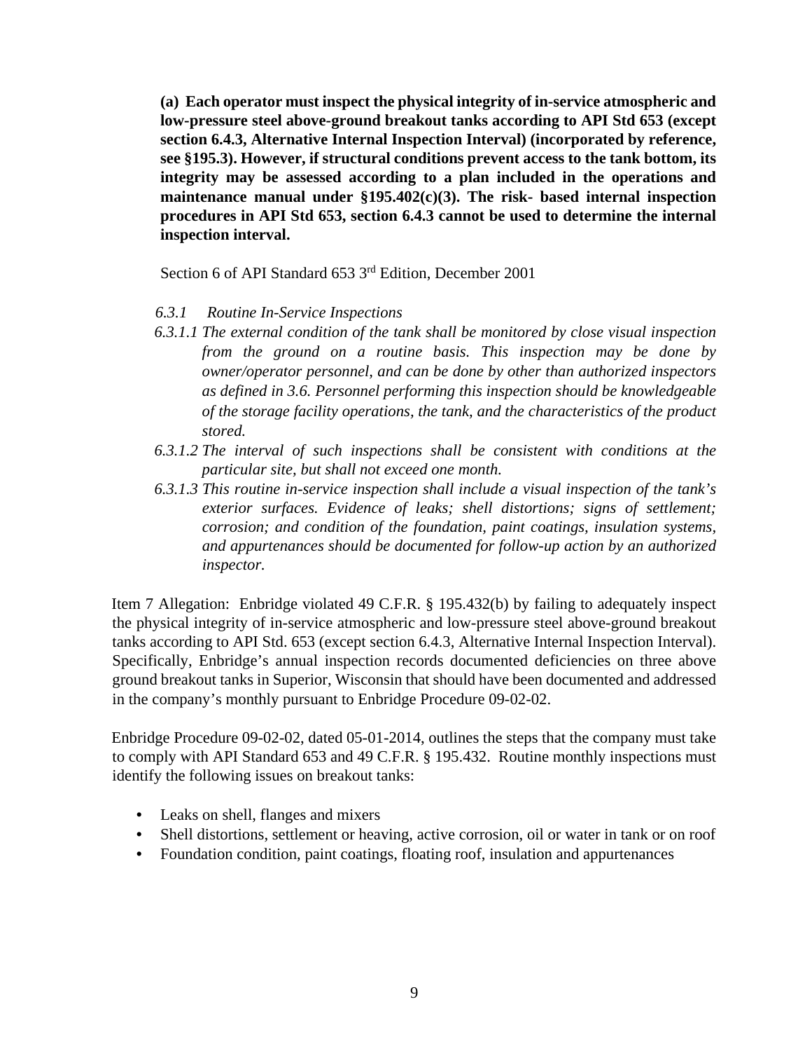**(a) Each operator must inspect the physical integrity of in-service atmospheric and low-pressure steel above-ground breakout tanks according to API Std 653 (except section 6.4.3, Alternative Internal Inspection Interval) (incorporated by reference, see §195.3). However, if structural conditions prevent access to the tank bottom, its integrity may be assessed according to a plan included in the operations and maintenance manual under §195.402(c)(3). The risk- based internal inspection procedures in API Std 653, section 6.4.3 cannot be used to determine the internal inspection interval.**

Section 6 of API Standard 653 3rd Edition, December 2001

*6.3.1 Routine In-Service Inspections*

*6.3.1.1 The external condition of the tank shall be monitored by close visual inspection from the ground on a routine basis. This inspection may be done by owner/operator personnel, and can be done by other than authorized inspectors as defined in 3.6. Personnel performing this inspection should be knowledgeable of the storage facility operations, the tank, and the characteristics of the product stored.*

*6.3.1.2 The interval of such inspections shall be consistent with conditions at the particular site, but shall not exceed one month.*

*6.3.1.3 This routine in-service inspection shall include a visual inspection of the tank's exterior surfaces. Evidence of leaks; shell distortions; signs of settlement; corrosion; and condition of the foundation, paint coatings, insulation systems, and appurtenances should be documented for follow-up action by an authorized inspector.*

Item 7 Allegation: Enbridge violated 49 C.F.R. § 195.432(b) by failing to adequately inspect the physical integrity of in-service atmospheric and low-pressure steel above-ground breakout tanks according to API Std. 653 (except section 6.4.3, Alternative Internal Inspection Interval). Specifically, Enbridge's annual inspection records documented deficiencies on three above ground breakout tanks in Superior, Wisconsin that should have been documented and addressed in the company's monthly pursuant to Enbridge Procedure 09-02-02.

Enbridge Procedure 09-02-02, dated 05-01-2014, outlines the steps that the company must take to comply with API Standard 653 and 49 C.F.R. § 195.432. Routine monthly inspections must identify the following issues on breakout tanks:

- Leaks on shell, flanges and mixers
- Shell distortions, settlement or heaving, active corrosion, oil or water in tank or on roof
- Foundation condition, paint coatings, floating roof, insulation and appurtenances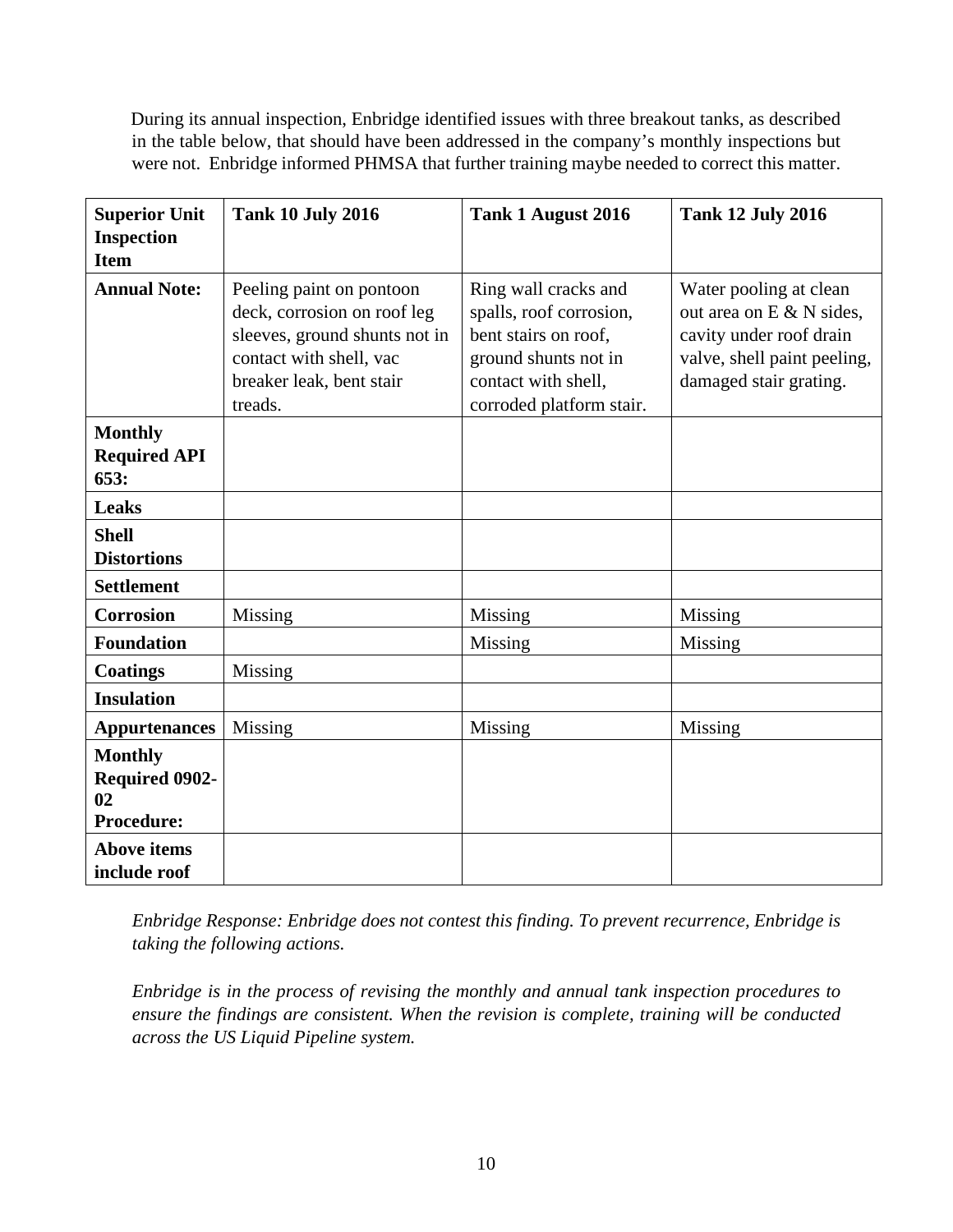During its annual inspection, Enbridge identified issues with three breakout tanks, as described in the table below, that should have been addressed in the company's monthly inspections but were not. Enbridge informed PHMSA that further training maybe needed to correct this matter.

| **Superior Unit Inspection Item** | **Tank 10 July 2016** | **Tank 1 August 2016** | **Tank 12 July 2016** |
|---|---|---|---|
| **Annual Note:** | Peeling paint on pontoon deck, corrosion on roof leg sleeves, ground shunts not in contact with shell, vac breaker leak, bent stair treads. | Ring wall cracks and spalls, roof corrosion, bent stairs on roof, ground shunts not in contact with shell, corroded platform stair. | Water pooling at clean out area on E & N sides, cavity under roof drain valve, shell paint peeling, damaged stair grating. |
| **Monthly Required API 653:** | | | |
| **Leaks** | | | |
| **Shell Distortions** | | | |
| **Settlement** | | | |
| **Corrosion** | Missing | Missing | Missing |
| **Foundation** | | Missing | Missing |
| **Coatings** | Missing | | |
| **Insulation** | | | |
| **Appurtenances** | Missing | Missing | Missing |
| **Monthly Required 0902-02 Procedure:** | | | |
| **Above items include roof** | | | |

*Enbridge Response: Enbridge does not contest this finding. To prevent recurrence, Enbridge is taking the following actions.*

*Enbridge is in the process of revising the monthly and annual tank inspection procedures to ensure the findings are consistent. When the revision is complete, training will be conducted across the US Liquid Pipeline system.*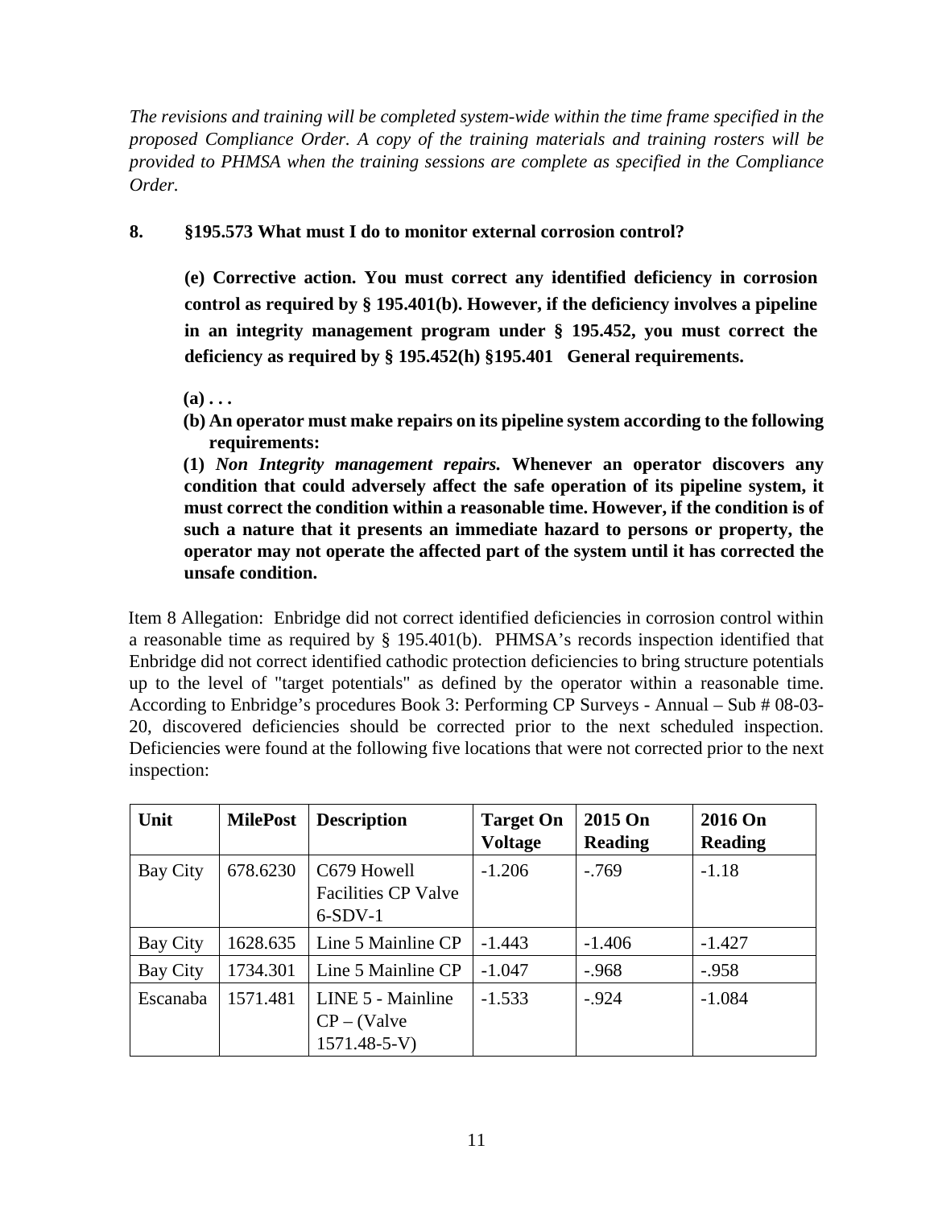*The revisions and training will be completed system-wide within the time frame specified in the proposed Compliance Order. A copy of the training materials and training rosters will be provided to PHMSA when the training sessions are complete as specified in the Compliance Order.*

**8. §195.573 What must I do to monitor external corrosion control?**

**(e) Corrective action. You must correct any identified deficiency in corrosion control as required by § 195.401(b). However, if the deficiency involves a pipeline in an integrity management program under § 195.452, you must correct the deficiency as required by § 195.452(h) §195.401 General requirements.**

**(a) . . .**

**(b) An operator must make repairs on its pipeline system according to the following requirements:**

**(1) *Non Integrity management repairs.* Whenever an operator discovers any condition that could adversely affect the safe operation of its pipeline system, it must correct the condition within a reasonable time. However, if the condition is of such a nature that it presents an immediate hazard to persons or property, the operator may not operate the affected part of the system until it has corrected the unsafe condition.**

Item 8 Allegation: Enbridge did not correct identified deficiencies in corrosion control within a reasonable time as required by § 195.401(b). PHMSA's records inspection identified that Enbridge did not correct identified cathodic protection deficiencies to bring structure potentials up to the level of "target potentials" as defined by the operator within a reasonable time. According to Enbridge's procedures Book 3: Performing CP Surveys - Annual – Sub # 08-03-20, discovered deficiencies should be corrected prior to the next scheduled inspection. Deficiencies were found at the following five locations that were not corrected prior to the next inspection:

| Unit | MilePost | Description | Target On Voltage | 2015 On Reading | 2016 On Reading |
|---|---|---|---|---|---|
| Bay City | 678.6230 | C679 Howell Facilities CP Valve 6-SDV-1 | -1.206 | -.769 | -1.18 |
| Bay City | 1628.635 | Line 5 Mainline CP | -1.443 | -1.406 | -1.427 |
| Bay City | 1734.301 | Line 5 Mainline CP | -1.047 | -.968 | -.958 |
| Escanaba | 1571.481 | LINE 5 - Mainline CP – (Valve 1571.48-5-V) | -1.533 | -.924 | -1.084 |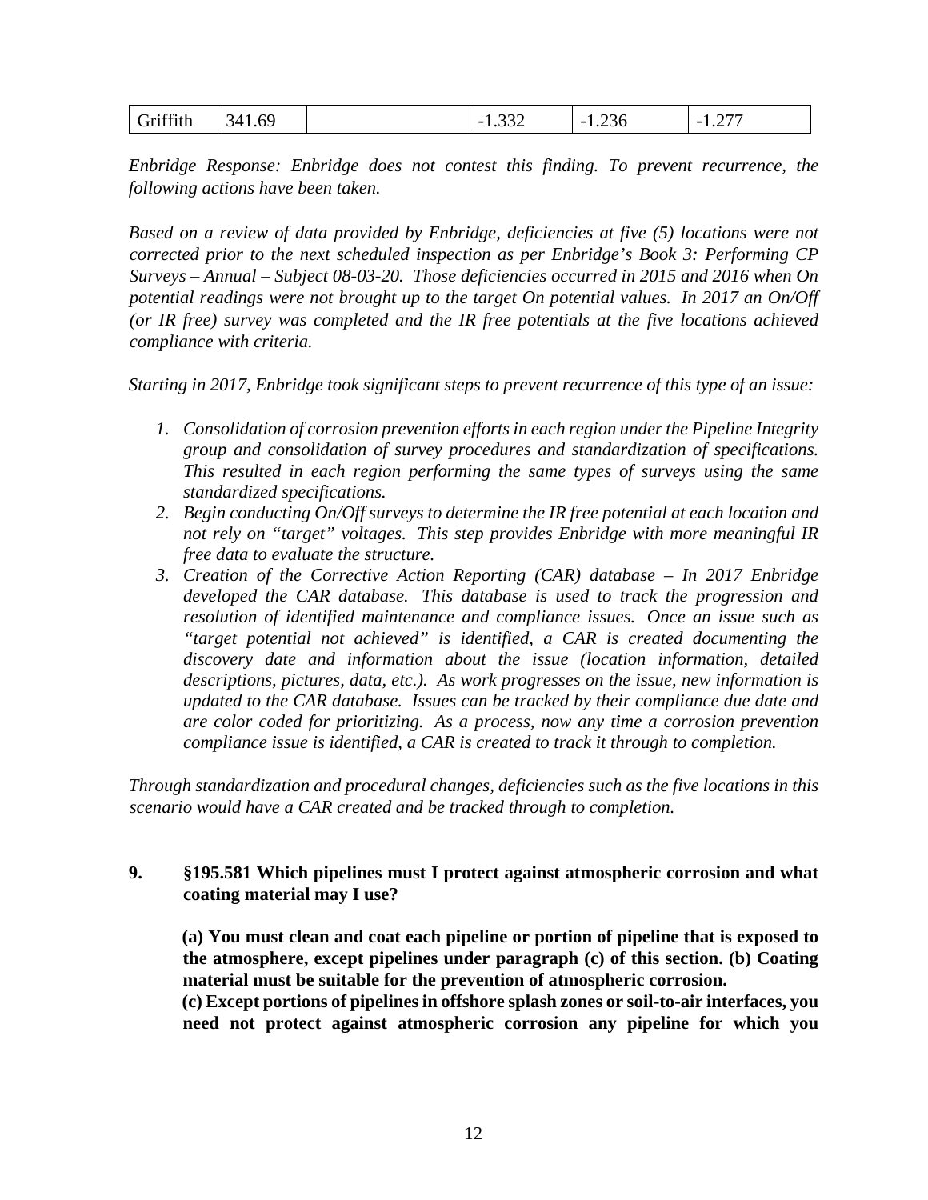| Griffith | 341.69 | | -1.332 | -1.236 | -1.277 |
|---|---|---|---|---|---|

*Enbridge Response: Enbridge does not contest this finding. To prevent recurrence, the following actions have been taken.*

*Based on a review of data provided by Enbridge, deficiencies at five (5) locations were not corrected prior to the next scheduled inspection as per Enbridge's Book 3: Performing CP Surveys – Annual – Subject 08-03-20. Those deficiencies occurred in 2015 and 2016 when On potential readings were not brought up to the target On potential values. In 2017 an On/Off (or IR free) survey was completed and the IR free potentials at the five locations achieved compliance with criteria.*

*Starting in 2017, Enbridge took significant steps to prevent recurrence of this type of an issue:*

1. *Consolidation of corrosion prevention efforts in each region under the Pipeline Integrity group and consolidation of survey procedures and standardization of specifications. This resulted in each region performing the same types of surveys using the same standardized specifications.*
2. *Begin conducting On/Off surveys to determine the IR free potential at each location and not rely on "target" voltages. This step provides Enbridge with more meaningful IR free data to evaluate the structure.*
3. *Creation of the Corrective Action Reporting (CAR) database – In 2017 Enbridge developed the CAR database. This database is used to track the progression and resolution of identified maintenance and compliance issues. Once an issue such as "target potential not achieved" is identified, a CAR is created documenting the discovery date and information about the issue (location information, detailed descriptions, pictures, data, etc.). As work progresses on the issue, new information is updated to the CAR database. Issues can be tracked by their compliance due date and are color coded for prioritizing. As a process, now any time a corrosion prevention compliance issue is identified, a CAR is created to track it through to completion.*

*Through standardization and procedural changes, deficiencies such as the five locations in this scenario would have a CAR created and be tracked through to completion.*

**9. §195.581 Which pipelines must I protect against atmospheric corrosion and what coating material may I use?**

**(a) You must clean and coat each pipeline or portion of pipeline that is exposed to the atmosphere, except pipelines under paragraph (c) of this section. (b) Coating material must be suitable for the prevention of atmospheric corrosion.**
**(c) Except portions of pipelines in offshore splash zones or soil-to-air interfaces, you need not protect against atmospheric corrosion any pipeline for which you**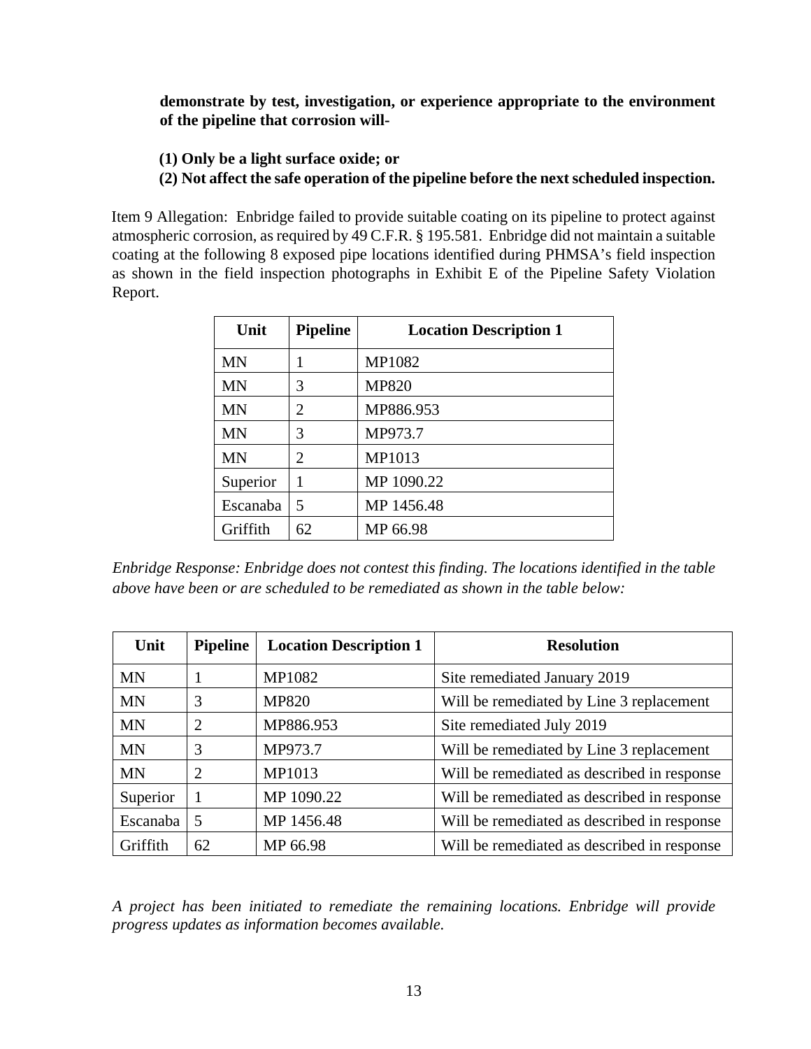**demonstrate by test, investigation, or experience appropriate to the environment of the pipeline that corrosion will-**

**(1) Only be a light surface oxide; or**
**(2) Not affect the safe operation of the pipeline before the next scheduled inspection.**

Item 9 Allegation: Enbridge failed to provide suitable coating on its pipeline to protect against atmospheric corrosion, as required by 49 C.F.R. § 195.581. Enbridge did not maintain a suitable coating at the following 8 exposed pipe locations identified during PHMSA's field inspection as shown in the field inspection photographs in Exhibit E of the Pipeline Safety Violation Report.

| Unit | Pipeline | Location Description 1 |
|---|---|---|
| MN | 1 | MP1082 |
| MN | 3 | MP820 |
| MN | 2 | MP886.953 |
| MN | 3 | MP973.7 |
| MN | 2 | MP1013 |
| Superior | 1 | MP 1090.22 |
| Escanaba | 5 | MP 1456.48 |
| Griffith | 62 | MP 66.98 |

*Enbridge Response: Enbridge does not contest this finding. The locations identified in the table above have been or are scheduled to be remediated as shown in the table below:*

| Unit | Pipeline | Location Description 1 | Resolution |
|---|---|---|---|
| MN | 1 | MP1082 | Site remediated January 2019 |
| MN | 3 | MP820 | Will be remediated by Line 3 replacement |
| MN | 2 | MP886.953 | Site remediated July 2019 |
| MN | 3 | MP973.7 | Will be remediated by Line 3 replacement |
| MN | 2 | MP1013 | Will be remediated as described in response |
| Superior | 1 | MP 1090.22 | Will be remediated as described in response |
| Escanaba | 5 | MP 1456.48 | Will be remediated as described in response |
| Griffith | 62 | MP 66.98 | Will be remediated as described in response |

*A project has been initiated to remediate the remaining locations. Enbridge will provide progress updates as information becomes available.*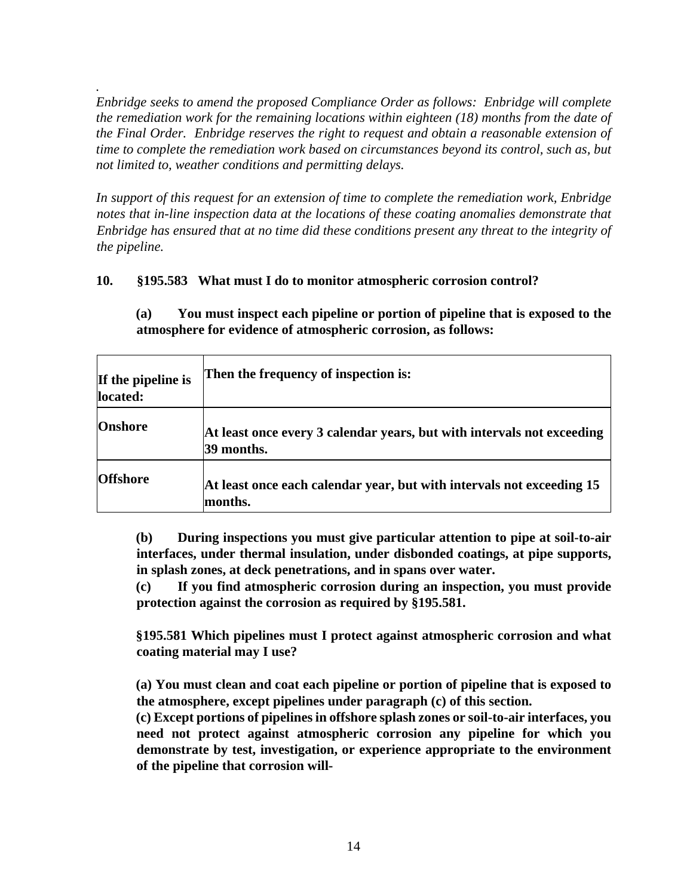.
*Enbridge seeks to amend the proposed Compliance Order as follows: Enbridge will complete the remediation work for the remaining locations within eighteen (18) months from the date of the Final Order. Enbridge reserves the right to request and obtain a reasonable extension of time to complete the remediation work based on circumstances beyond its control, such as, but not limited to, weather conditions and permitting delays.*

*In support of this request for an extension of time to complete the remediation work, Enbridge notes that in-line inspection data at the locations of these coating anomalies demonstrate that Enbridge has ensured that at no time did these conditions present any threat to the integrity of the pipeline.*

**10. §195.583 What must I do to monitor atmospheric corrosion control?**

**(a) You must inspect each pipeline or portion of pipeline that is exposed to the atmosphere for evidence of atmospheric corrosion, as follows:**

| **If the pipeline is located:** | **Then the frequency of inspection is:** |
|---|---|
| **Onshore** | **At least once every 3 calendar years, but with intervals not exceeding 39 months.** |
| **Offshore** | **At least once each calendar year, but with intervals not exceeding 15 months.** |

**(b) During inspections you must give particular attention to pipe at soil-to-air interfaces, under thermal insulation, under disbonded coatings, at pipe supports, in splash zones, at deck penetrations, and in spans over water.**

**(c) If you find atmospheric corrosion during an inspection, you must provide protection against the corrosion as required by §195.581.**

**§195.581 Which pipelines must I protect against atmospheric corrosion and what coating material may I use?**

**(a) You must clean and coat each pipeline or portion of pipeline that is exposed to the atmosphere, except pipelines under paragraph (c) of this section.**

**(c) Except portions of pipelines in offshore splash zones or soil-to-air interfaces, you need not protect against atmospheric corrosion any pipeline for which you demonstrate by test, investigation, or experience appropriate to the environment of the pipeline that corrosion will-**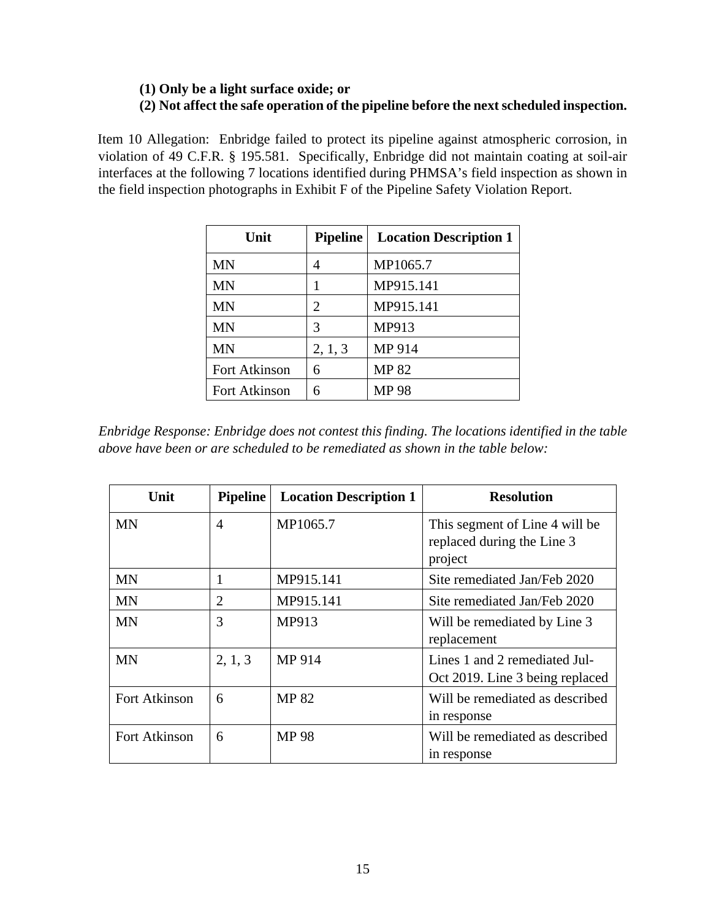**(1) Only be a light surface oxide; or**
**(2) Not affect the safe operation of the pipeline before the next scheduled inspection.**

Item 10 Allegation: Enbridge failed to protect its pipeline against atmospheric corrosion, in violation of 49 C.F.R. § 195.581. Specifically, Enbridge did not maintain coating at soil-air interfaces at the following 7 locations identified during PHMSA's field inspection as shown in the field inspection photographs in Exhibit F of the Pipeline Safety Violation Report.

| Unit | Pipeline | Location Description 1 |
|---|---|---|
| MN | 4 | MP1065.7 |
| MN | 1 | MP915.141 |
| MN | 2 | MP915.141 |
| MN | 3 | MP913 |
| MN | 2, 1, 3 | MP 914 |
| Fort Atkinson | 6 | MP 82 |
| Fort Atkinson | 6 | MP 98 |

*Enbridge Response: Enbridge does not contest this finding. The locations identified in the table above have been or are scheduled to be remediated as shown in the table below:*

| Unit | Pipeline | Location Description 1 | Resolution |
|---|---|---|---|
| MN | 4 | MP1065.7 | This segment of Line 4 will be replaced during the Line 3 project |
| MN | 1 | MP915.141 | Site remediated Jan/Feb 2020 |
| MN | 2 | MP915.141 | Site remediated Jan/Feb 2020 |
| MN | 3 | MP913 | Will be remediated by Line 3 replacement |
| MN | 2, 1, 3 | MP 914 | Lines 1 and 2 remediated Jul-Oct 2019. Line 3 being replaced |
| Fort Atkinson | 6 | MP 82 | Will be remediated as described in response |
| Fort Atkinson | 6 | MP 98 | Will be remediated as described in response |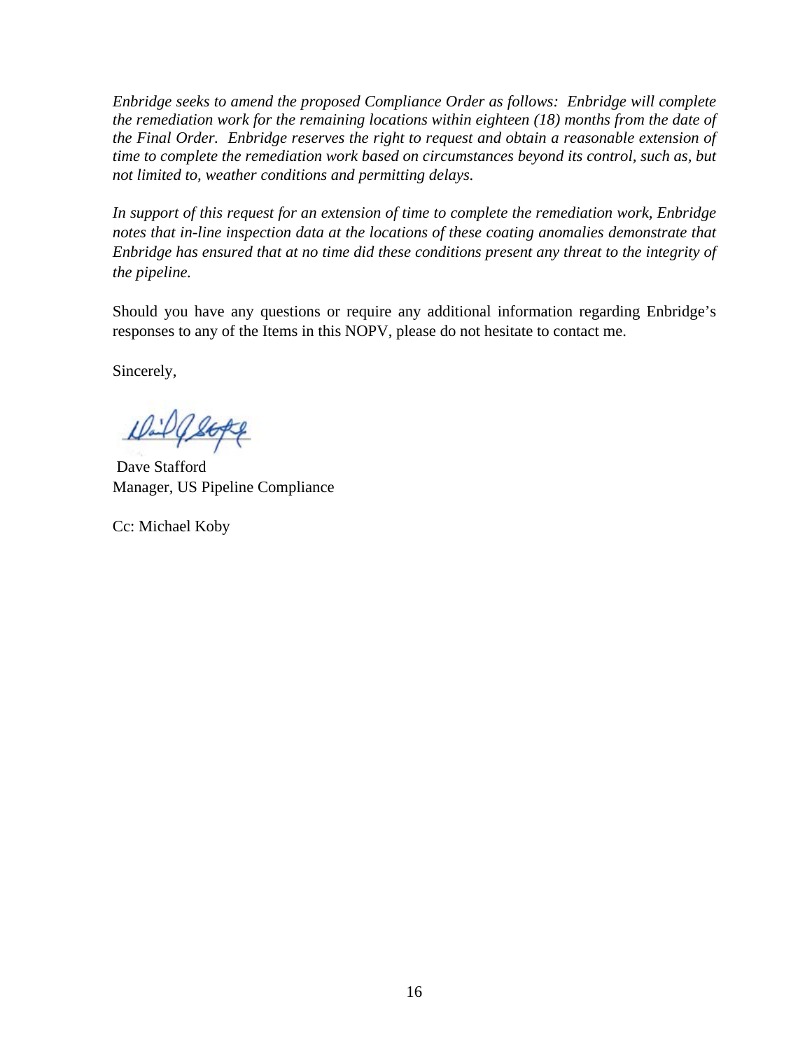*Enbridge seeks to amend the proposed Compliance Order as follows: Enbridge will complete the remediation work for the remaining locations within eighteen (18) months from the date of the Final Order. Enbridge reserves the right to request and obtain a reasonable extension of time to complete the remediation work based on circumstances beyond its control, such as, but not limited to, weather conditions and permitting delays.*

*In support of this request for an extension of time to complete the remediation work, Enbridge notes that in-line inspection data at the locations of these coating anomalies demonstrate that Enbridge has ensured that at no time did these conditions present any threat to the integrity of the pipeline.*

Should you have any questions or require any additional information regarding Enbridge's responses to any of the Items in this NOPV, please do not hesitate to contact me.

Sincerely,

Dave Stafford
Manager, US Pipeline Compliance

Cc: Michael Koby